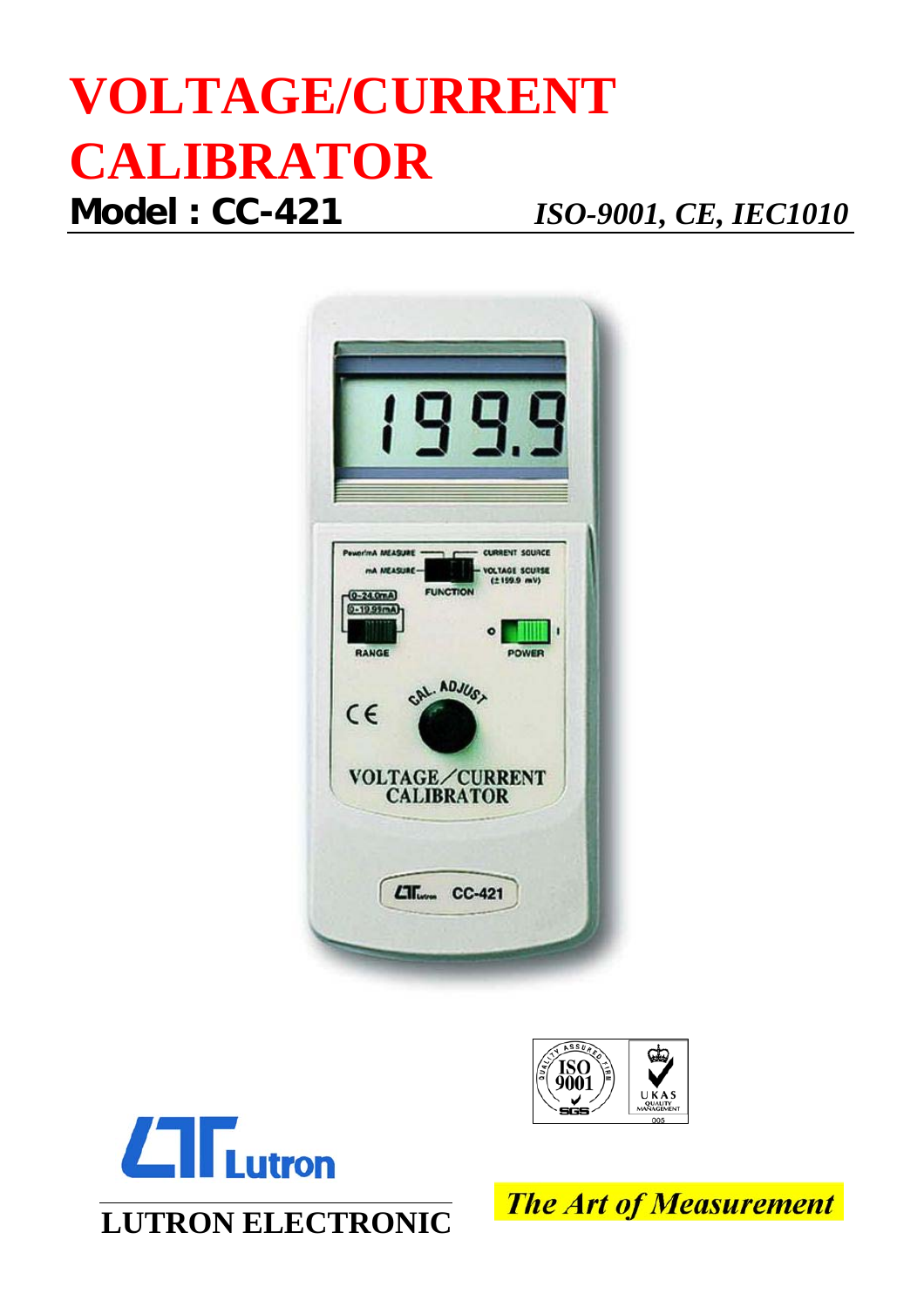# VOLTAGE/CURRENT CALIBRATOR

**Model : CC-421** *ISO-9001, CE, IEC1010*

LUTRON ELECTRONIC

*The Art of Measurement*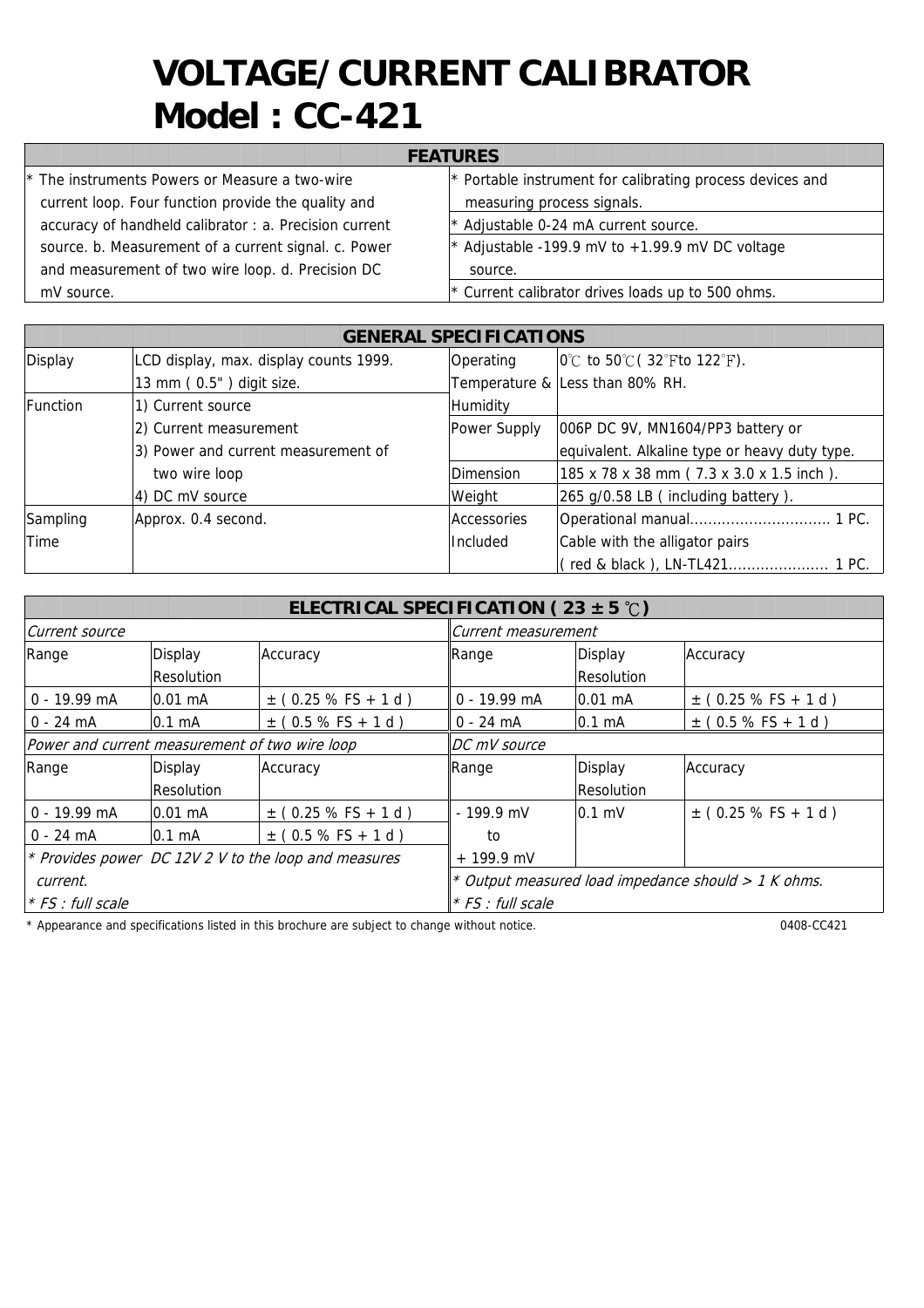# VOLTAGE/CURRENT CALIBRATOR
# Model : CC-421

## FEATURES

| | |
|---|---|
| * The instruments Powers or Measure a two-wire current loop. Four function provide the quality and accuracy of handheld calibrator : a. Precision current source. b. Measurement of a current signal. c. Power and measurement of two wire loop. d. Precision DC mV source. | * Portable instrument for calibrating process devices and measuring process signals.<br>* Adjustable 0-24 mA current source.<br>* Adjustable -199.9 mV to +1.99.9 mV DC voltage source.<br>* Current calibrator drives loads up to 500 ohms. |

## GENERAL SPECIFICATIONS

| | | | |
|---|---|---|---|
| Display | LCD display, max. display counts 1999.<br>13 mm ( 0.5" ) digit size. | Operating Temperature & Humidity | 0℃ to 50℃( 32℉to 122℉).<br>Less than 80% RH. |
| Function | 1) Current source<br>2) Current measurement<br>3) Power and current measurement of two wire loop<br>4) DC mV source | Power Supply | 006P DC 9V, MN1604/PP3 battery or equivalent. Alkaline type or heavy duty type. |
| | | Dimension | 185 x 78 x 38 mm ( 7.3 x 3.0 x 1.5 inch ). |
| | | Weight | 265 g/0.58 LB ( including battery ). |
| Sampling Time | Approx. 0.4 second. | Accessories Included | Operational manual............................... 1 PC.<br>Cable with the alligator pairs ( red & black ), LN-TL421...................... 1 PC. |

## ELECTRICAL SPECIFICATION ( 23 ± 5 ℃)

| *Current source* | | | *Current measurement* | | |
|---|---|---|---|---|---|
| Range | Display Resolution | Accuracy | Range | Display Resolution | Accuracy |
| 0 - 19.99 mA | 0.01 mA | ± ( 0.25 % FS + 1 d ) | 0 - 19.99 mA | 0.01 mA | ± ( 0.25 % FS + 1 d ) |
| 0 - 24 mA | 0.1 mA | ± ( 0.5 % FS + 1 d ) | 0 - 24 mA | 0.1 mA | ± ( 0.5 % FS + 1 d ) |
| *Power and current measurement of two wire loop* | | | *DC mV source* | | |
| Range | Display Resolution | Accuracy | Range | Display Resolution | Accuracy |
| 0 - 19.99 mA | 0.01 mA | ± ( 0.25 % FS + 1 d ) | - 199.9 mV to + 199.9 mV | 0.1 mV | ± ( 0.25 % FS + 1 d ) |
| 0 - 24 mA | 0.1 mA | ± ( 0.5 % FS + 1 d ) | | | |
| *\* Provides power DC 12V 2 V to the loop and measures current.* | | | *\* Output measured load impedance should > 1 K ohms.* | | |
| *\* FS : full scale* | | | *\* FS : full scale* | | |

\* Appearance and specifications listed in this brochure are subject to change without notice.

0408-CC421